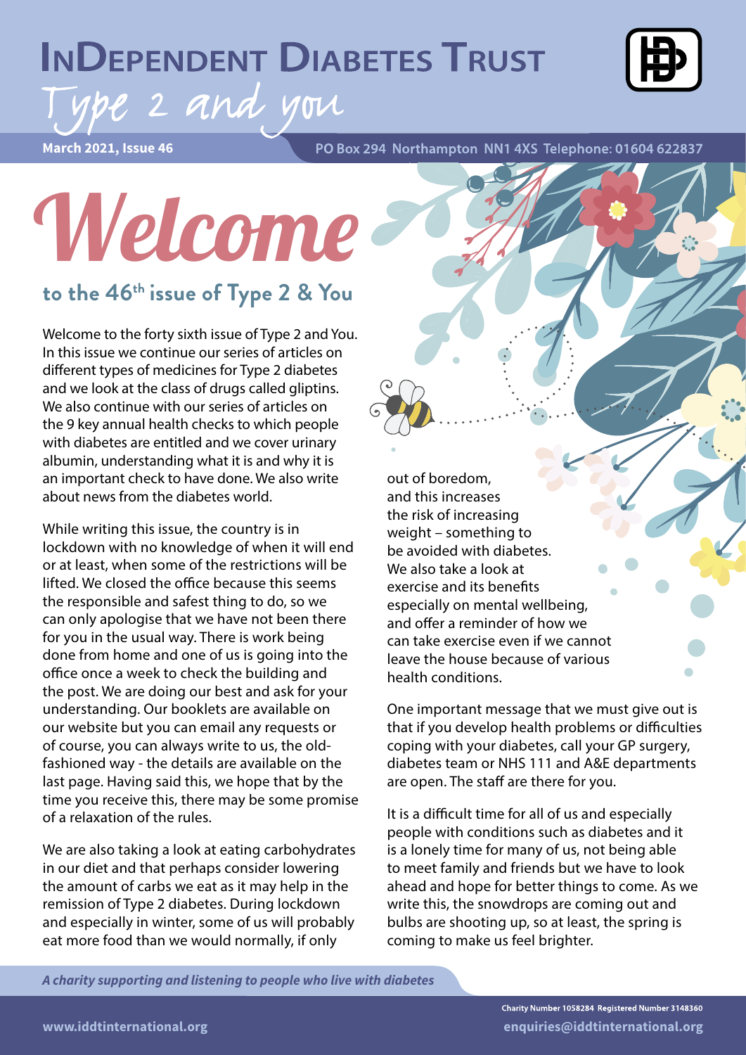# InDependent Diabetes Trust

## Type 2 and you

March 2021, Issue 46

PO Box 294 Northampton NN1 4XS Telephone: 01604 622837

# Welcome

## to the 46th issue of Type 2 & You

Welcome to the forty sixth issue of Type 2 and You. In this issue we continue our series of articles on different types of medicines for Type 2 diabetes and we look at the class of drugs called gliptins. We also continue with our series of articles on the 9 key annual health checks to which people with diabetes are entitled and we cover urinary albumin, understanding what it is and why it is an important check to have done. We also write about news from the diabetes world.

While writing this issue, the country is in lockdown with no knowledge of when it will end or at least, when some of the restrictions will be lifted. We closed the office because this seems the responsible and safest thing to do, so we can only apologise that we have not been there for you in the usual way. There is work being done from home and one of us is going into the office once a week to check the building and the post. We are doing our best and ask for your understanding. Our booklets are available on our website but you can email any requests or of course, you can always write to us, the old-fashioned way - the details are available on the last page. Having said this, we hope that by the time you receive this, there may be some promise of a relaxation of the rules.

We are also taking a look at eating carbohydrates in our diet and that perhaps consider lowering the amount of carbs we eat as it may help in the remission of Type 2 diabetes. During lockdown and especially in winter, some of us will probably eat more food than we would normally, if only out of boredom, and this increases the risk of increasing weight – something to be avoided with diabetes. We also take a look at exercise and its benefits especially on mental wellbeing, and offer a reminder of how we can take exercise even if we cannot leave the house because of various health conditions.

One important message that we must give out is that if you develop health problems or difficulties coping with your diabetes, call your GP surgery, diabetes team or NHS 111 and A&E departments are open. The staff are there for you.

It is a difficult time for all of us and especially people with conditions such as diabetes and it is a lonely time for many of us, not being able to meet family and friends but we have to look ahead and hope for better things to come. As we write this, the snowdrops are coming out and bulbs are shooting up, so at least, the spring is coming to make us feel brighter.

*A charity supporting and listening to people who live with diabetes*

Charity Number 1058284 Registered Number 3148360

www.iddtinternational.org

enquiries@iddtinternational.org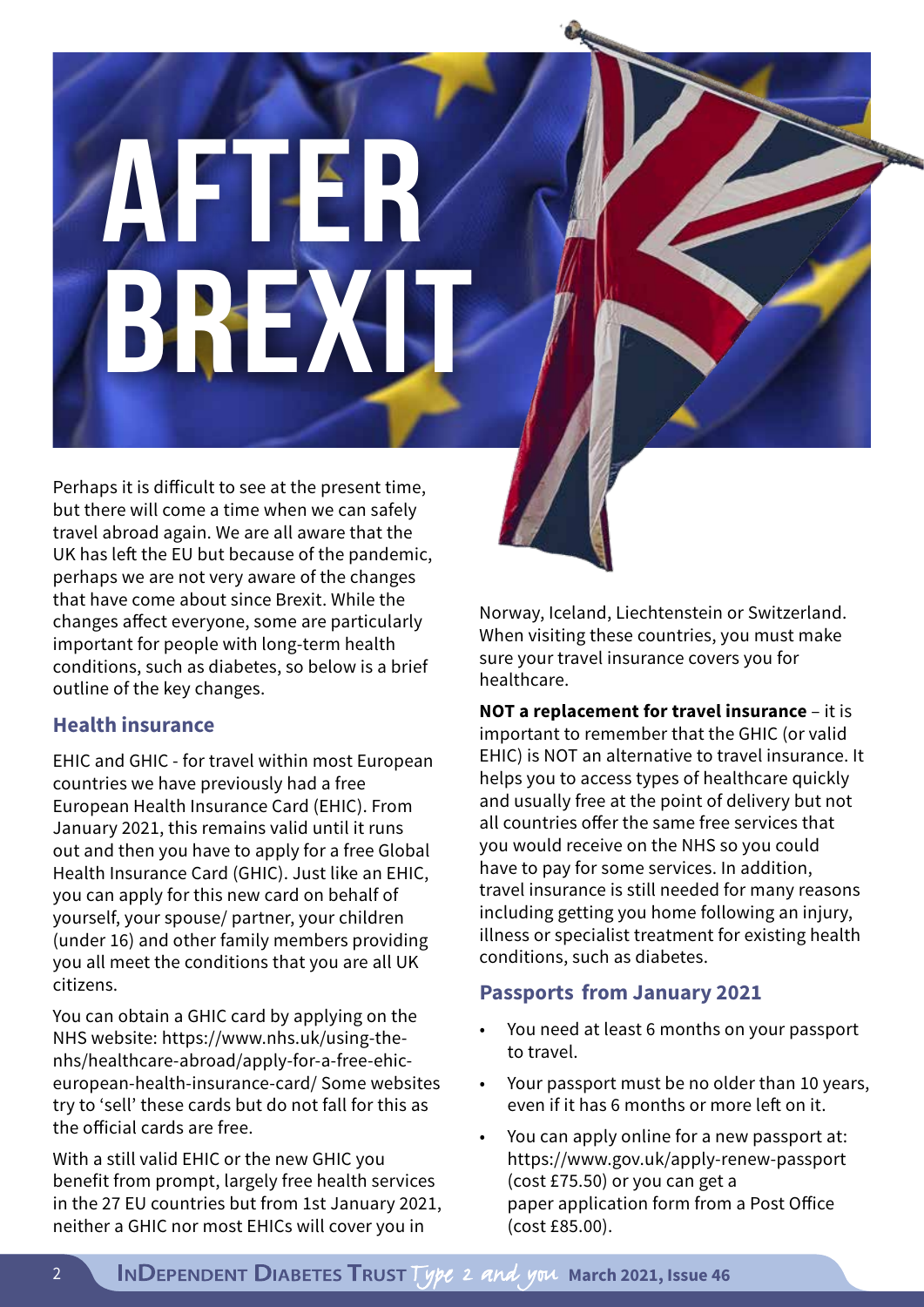# AFTER BREXIT

Perhaps it is difficult to see at the present time, but there will come a time when we can safely travel abroad again. We are all aware that the UK has left the EU but because of the pandemic, perhaps we are not very aware of the changes that have come about since Brexit. While the changes affect everyone, some are particularly important for people with long-term health conditions, such as diabetes, so below is a brief outline of the key changes.

## Health insurance

EHIC and GHIC - for travel within most European countries we have previously had a free European Health Insurance Card (EHIC). From January 2021, this remains valid until it runs out and then you have to apply for a free Global Health Insurance Card (GHIC). Just like an EHIC, you can apply for this new card on behalf of yourself, your spouse/ partner, your children (under 16) and other family members providing you all meet the conditions that you are all UK citizens.

You can obtain a GHIC card by applying on the NHS website: https://www.nhs.uk/using-the-nhs/healthcare-abroad/apply-for-a-free-ehic-european-health-insurance-card/ Some websites try to 'sell' these cards but do not fall for this as the official cards are free.

With a still valid EHIC or the new GHIC you benefit from prompt, largely free health services in the 27 EU countries but from 1st January 2021, neither a GHIC nor most EHICs will cover you in Norway, Iceland, Liechtenstein or Switzerland. When visiting these countries, you must make sure your travel insurance covers you for healthcare.

**NOT a replacement for travel insurance** – it is important to remember that the GHIC (or valid EHIC) is NOT an alternative to travel insurance. It helps you to access types of healthcare quickly and usually free at the point of delivery but not all countries offer the same free services that you would receive on the NHS so you could have to pay for some services. In addition, travel insurance is still needed for many reasons including getting you home following an injury, illness or specialist treatment for existing health conditions, such as diabetes.

## Passports from January 2021

- You need at least 6 months on your passport to travel.
- Your passport must be no older than 10 years, even if it has 6 months or more left on it.
- You can apply online for a new passport at: https://www.gov.uk/apply-renew-passport (cost £75.50) or you can get a paper application form from a Post Office (cost £85.00).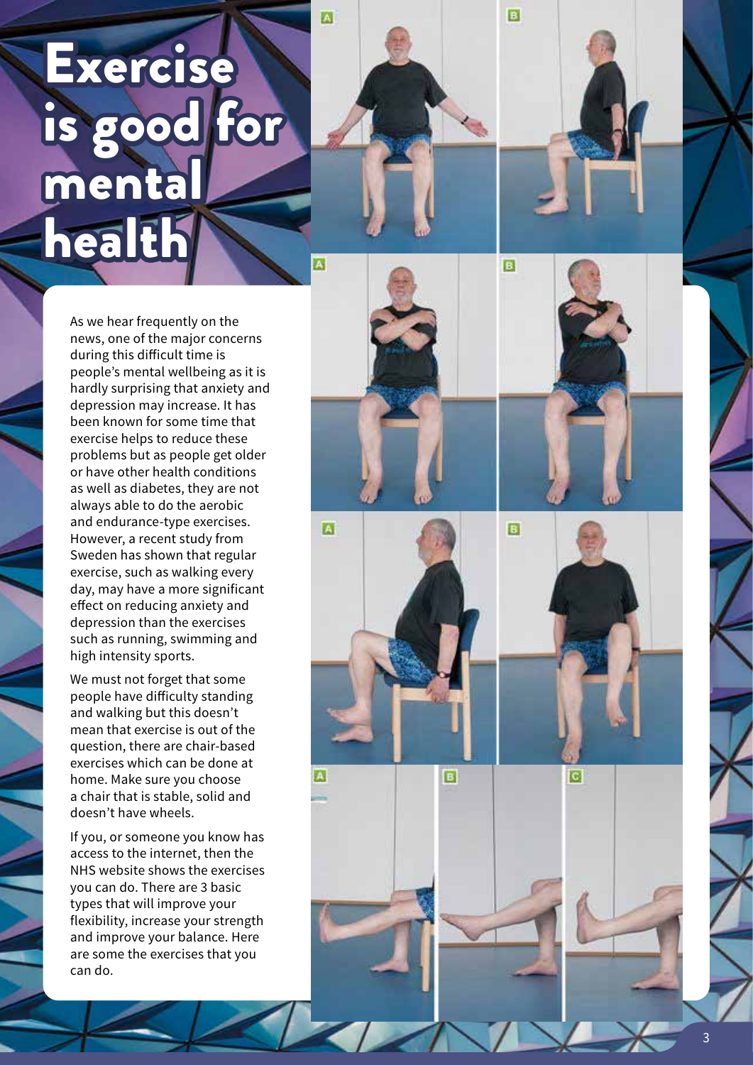# Exercise is good for mental health

As we hear frequently on the news, one of the major concerns during this difficult time is people's mental wellbeing as it is hardly surprising that anxiety and depression may increase. It has been known for some time that exercise helps to reduce these problems but as people get older or have other health conditions as well as diabetes, they are not always able to do the aerobic and endurance-type exercises. However, a recent study from Sweden has shown that regular exercise, such as walking every day, may have a more significant effect on reducing anxiety and depression than the exercises such as running, swimming and high intensity sports.

We must not forget that some people have difficulty standing and walking but this doesn't mean that exercise is out of the question, there are chair-based exercises which can be done at home. Make sure you choose a chair that is stable, solid and doesn't have wheels.

If you, or someone you know has access to the internet, then the NHS website shows the exercises you can do. There are 3 basic types that will improve your flexibility, increase your strength and improve your balance. Here are some the exercises that you can do.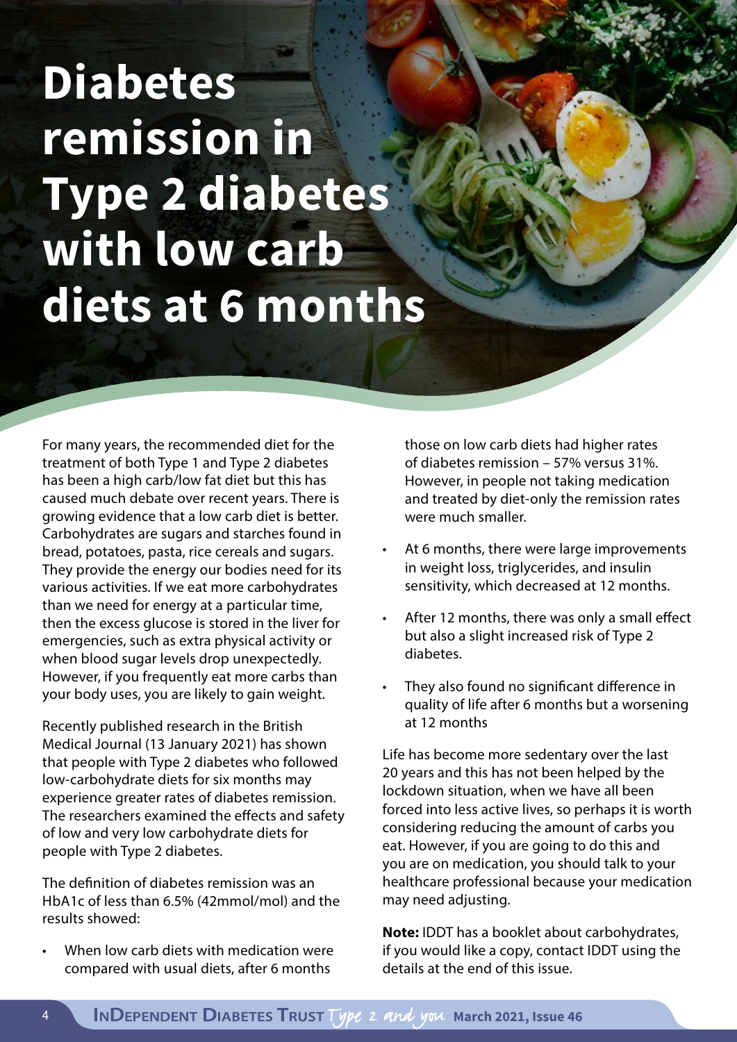# Diabetes remission in Type 2 diabetes with low carb diets at 6 months

For many years, the recommended diet for the treatment of both Type 1 and Type 2 diabetes has been a high carb/low fat diet but this has caused much debate over recent years. There is growing evidence that a low carb diet is better. Carbohydrates are sugars and starches found in bread, potatoes, pasta, rice cereals and sugars. They provide the energy our bodies need for its various activities. If we eat more carbohydrates than we need for energy at a particular time, then the excess glucose is stored in the liver for emergencies, such as extra physical activity or when blood sugar levels drop unexpectedly. However, if you frequently eat more carbs than your body uses, you are likely to gain weight.

Recently published research in the British Medical Journal (13 January 2021) has shown that people with Type 2 diabetes who followed low-carbohydrate diets for six months may experience greater rates of diabetes remission. The researchers examined the effects and safety of low and very low carbohydrate diets for people with Type 2 diabetes.

The definition of diabetes remission was an HbA1c of less than 6.5% (42mmol/mol) and the results showed:

- When low carb diets with medication were compared with usual diets, after 6 months those on low carb diets had higher rates of diabetes remission – 57% versus 31%. However, in people not taking medication and treated by diet-only the remission rates were much smaller.
- At 6 months, there were large improvements in weight loss, triglycerides, and insulin sensitivity, which decreased at 12 months.
- After 12 months, there was only a small effect but also a slight increased risk of Type 2 diabetes.
- They also found no significant difference in quality of life after 6 months but a worsening at 12 months

Life has become more sedentary over the last 20 years and this has not been helped by the lockdown situation, when we have all been forced into less active lives, so perhaps it is worth considering reducing the amount of carbs you eat. However, if you are going to do this and you are on medication, you should talk to your healthcare professional because your medication may need adjusting.

**Note:** IDDT has a booklet about carbohydrates, if you would like a copy, contact IDDT using the details at the end of this issue.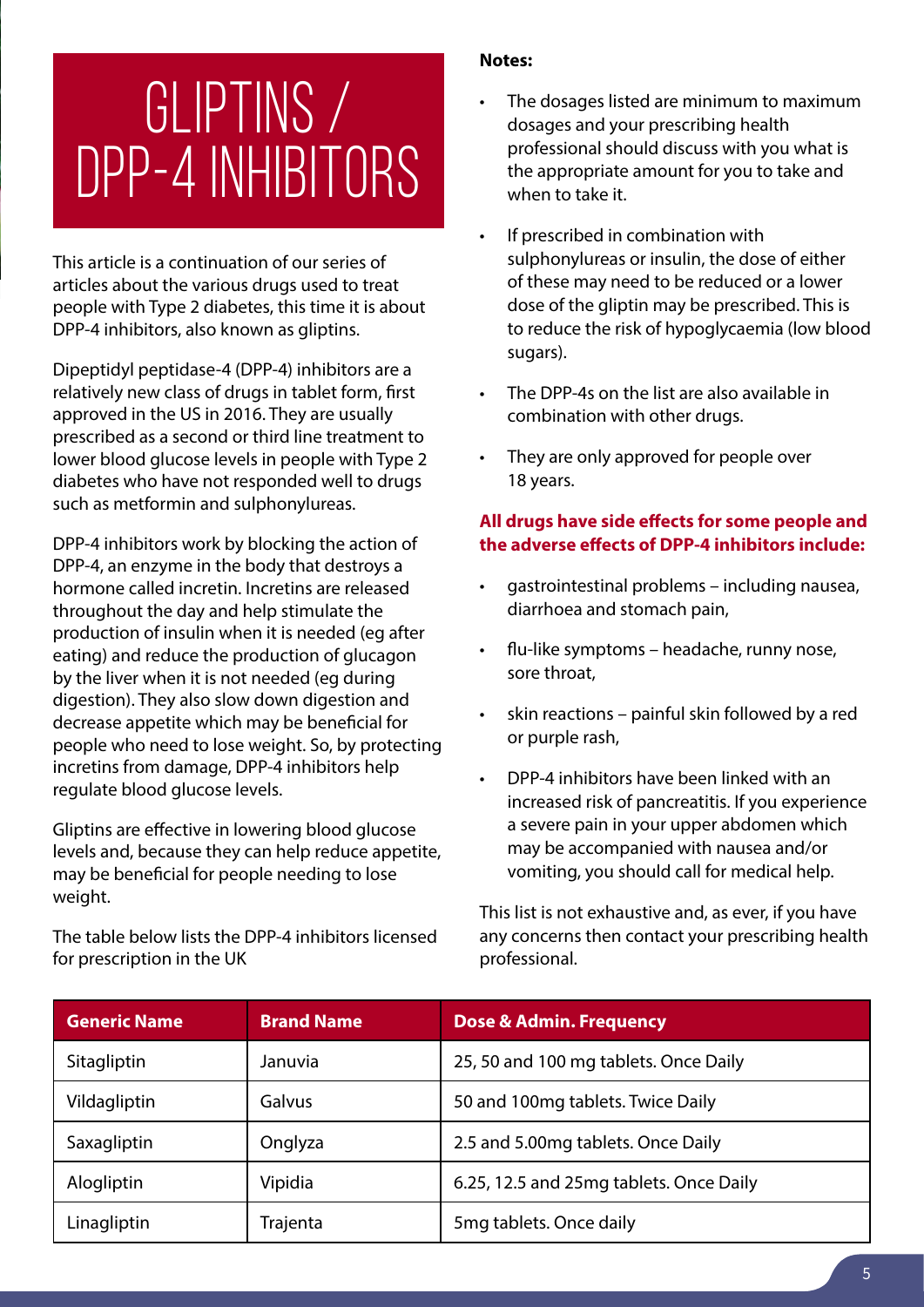# GLIPTINS / DPP-4 INHIBITORS

This article is a continuation of our series of articles about the various drugs used to treat people with Type 2 diabetes, this time it is about DPP-4 inhibitors, also known as gliptins.

Dipeptidyl peptidase-4 (DPP-4) inhibitors are a relatively new class of drugs in tablet form, first approved in the US in 2016. They are usually prescribed as a second or third line treatment to lower blood glucose levels in people with Type 2 diabetes who have not responded well to drugs such as metformin and sulphonylureas.

DPP-4 inhibitors work by blocking the action of DPP-4, an enzyme in the body that destroys a hormone called incretin. Incretins are released throughout the day and help stimulate the production of insulin when it is needed (eg after eating) and reduce the production of glucagon by the liver when it is not needed (eg during digestion). They also slow down digestion and decrease appetite which may be beneficial for people who need to lose weight. So, by protecting incretins from damage, DPP-4 inhibitors help regulate blood glucose levels.

Gliptins are effective in lowering blood glucose levels and, because they can help reduce appetite, may be beneficial for people needing to lose weight.

The table below lists the DPP-4 inhibitors licensed for prescription in the UK

**Notes:**

- The dosages listed are minimum to maximum dosages and your prescribing health professional should discuss with you what is the appropriate amount for you to take and when to take it.
- If prescribed in combination with sulphonylureas or insulin, the dose of either of these may need to be reduced or a lower dose of the gliptin may be prescribed. This is to reduce the risk of hypoglycaemia (low blood sugars).
- The DPP-4s on the list are also available in combination with other drugs.
- They are only approved for people over 18 years.

**All drugs have side effects for some people and the adverse effects of DPP-4 inhibitors include:**

- gastrointestinal problems – including nausea, diarrhoea and stomach pain,
- flu-like symptoms – headache, runny nose, sore throat,
- skin reactions – painful skin followed by a red or purple rash,
- DPP-4 inhibitors have been linked with an increased risk of pancreatitis. If you experience a severe pain in your upper abdomen which may be accompanied with nausea and/or vomiting, you should call for medical help.

This list is not exhaustive and, as ever, if you have any concerns then contact your prescribing health professional.

| Generic Name | Brand Name | Dose & Admin. Frequency |
|---|---|---|
| Sitagliptin | Januvia | 25, 50 and 100 mg tablets. Once Daily |
| Vildagliptin | Galvus | 50 and 100mg tablets. Twice Daily |
| Saxagliptin | Onglyza | 2.5 and 5.00mg tablets. Once Daily |
| Alogliptin | Vipidia | 6.25, 12.5 and 25mg tablets. Once Daily |
| Linagliptin | Trajenta | 5mg tablets. Once daily |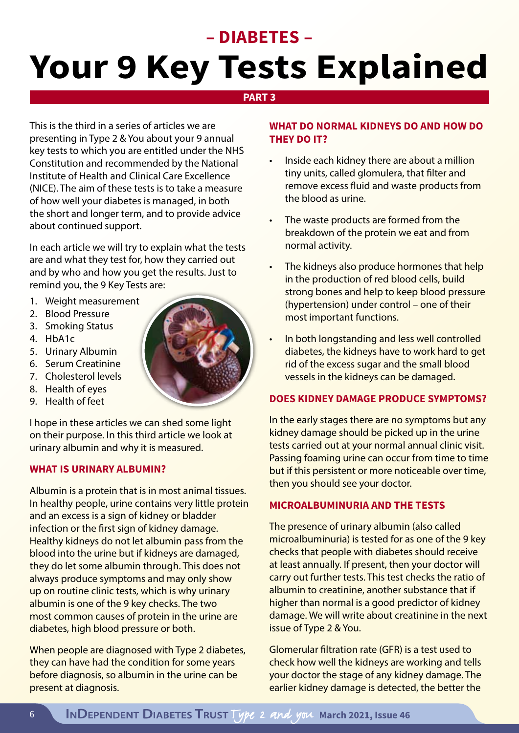## – DIABETES –

# Your 9 Key Tests Explained

**PART 3**

This is the third in a series of articles we are presenting in Type 2 & You about your 9 annual key tests to which you are entitled under the NHS Constitution and recommended by the National Institute of Health and Clinical Care Excellence (NICE). The aim of these tests is to take a measure of how well your diabetes is managed, in both the short and longer term, and to provide advice about continued support.

In each article we will try to explain what the tests are and what they test for, how they carried out and by who and how you get the results. Just to remind you, the 9 Key Tests are:

1. Weight measurement
2. Blood Pressure
3. Smoking Status
4. HbA1c
5. Urinary Albumin
6. Serum Creatinine
7. Cholesterol levels
8. Health of eyes
9. Health of feet

I hope in these articles we can shed some light on their purpose. In this third article we look at urinary albumin and why it is measured.

### WHAT IS URINARY ALBUMIN?

Albumin is a protein that is in most animal tissues. In healthy people, urine contains very little protein and an excess is a sign of kidney or bladder infection or the first sign of kidney damage. Healthy kidneys do not let albumin pass from the blood into the urine but if kidneys are damaged, they do let some albumin through. This does not always produce symptoms and may only show up on routine clinic tests, which is why urinary albumin is one of the 9 key checks. The two most common causes of protein in the urine are diabetes, high blood pressure or both.

When people are diagnosed with Type 2 diabetes, they can have had the condition for some years before diagnosis, so albumin in the urine can be present at diagnosis.

### WHAT DO NORMAL KIDNEYS DO AND HOW DO THEY DO IT?

- Inside each kidney there are about a million tiny units, called glomulera, that filter and remove excess fluid and waste products from the blood as urine.
- The waste products are formed from the breakdown of the protein we eat and from normal activity.
- The kidneys also produce hormones that help in the production of red blood cells, build strong bones and help to keep blood pressure (hypertension) under control – one of their most important functions.
- In both longstanding and less well controlled diabetes, the kidneys have to work hard to get rid of the excess sugar and the small blood vessels in the kidneys can be damaged.

### DOES KIDNEY DAMAGE PRODUCE SYMPTOMS?

In the early stages there are no symptoms but any kidney damage should be picked up in the urine tests carried out at your normal annual clinic visit. Passing foaming urine can occur from time to time but if this persistent or more noticeable over time, then you should see your doctor.

### MICROALBUMINURIA AND THE TESTS

The presence of urinary albumin (also called microalbuminuria) is tested for as one of the 9 key checks that people with diabetes should receive at least annually. If present, then your doctor will carry out further tests. This test checks the ratio of albumin to creatinine, another substance that if higher than normal is a good predictor of kidney damage. We will write about creatinine in the next issue of Type 2 & You.

Glomerular filtration rate (GFR) is a test used to check how well the kidneys are working and tells your doctor the stage of any kidney damage. The earlier kidney damage is detected, the better the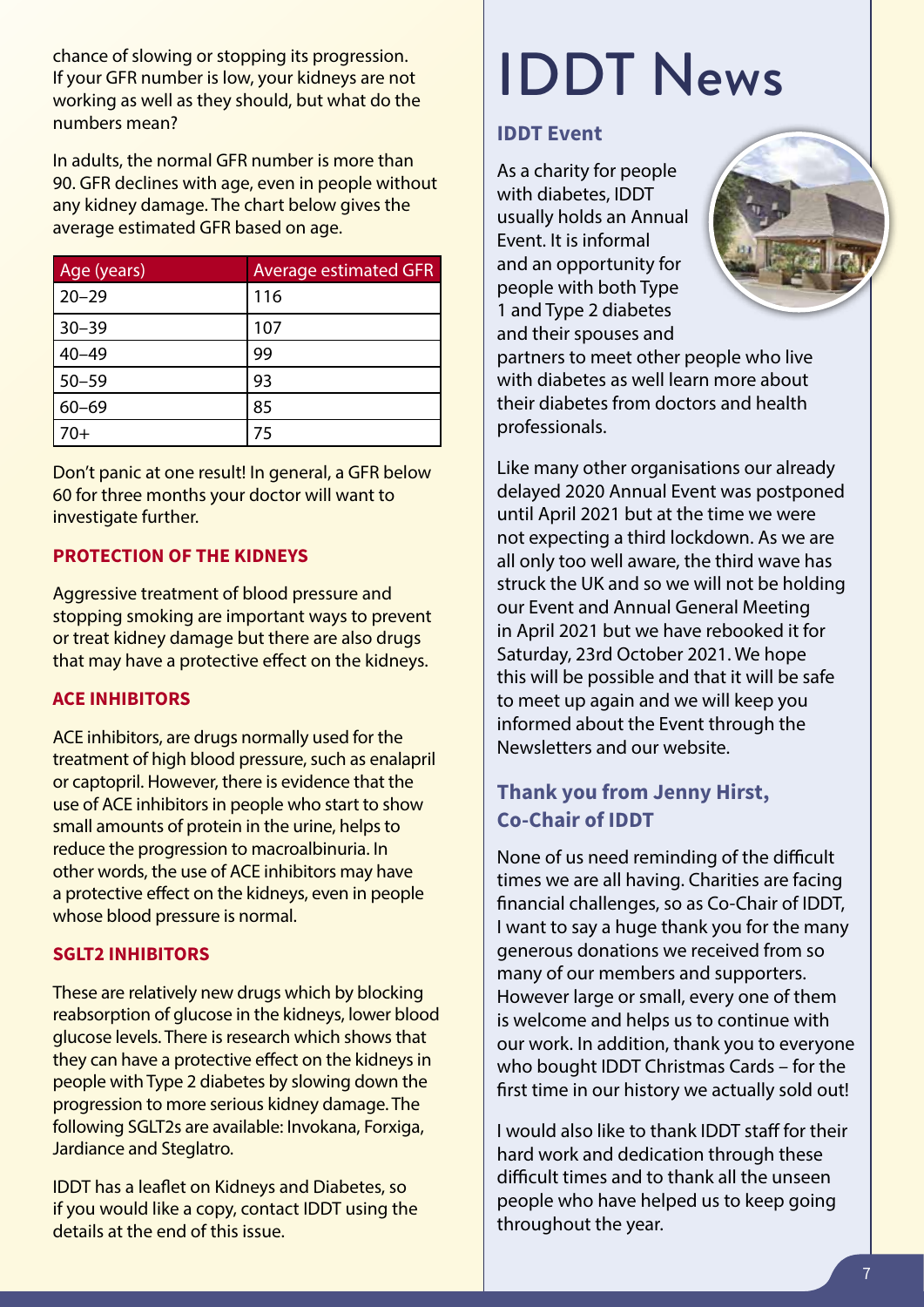chance of slowing or stopping its progression. If your GFR number is low, your kidneys are not working as well as they should, but what do the numbers mean?

In adults, the normal GFR number is more than 90. GFR declines with age, even in people without any kidney damage. The chart below gives the average estimated GFR based on age.

| Age (years) | Average estimated GFR |
| --- | --- |
| 20–29 | 116 |
| 30–39 | 107 |
| 40–49 | 99 |
| 50–59 | 93 |
| 60–69 | 85 |
| 70+ | 75 |

Don't panic at one result! In general, a GFR below 60 for three months your doctor will want to investigate further.

### PROTECTION OF THE KIDNEYS

Aggressive treatment of blood pressure and stopping smoking are important ways to prevent or treat kidney damage but there are also drugs that may have a protective effect on the kidneys.

### ACE INHIBITORS

ACE inhibitors, are drugs normally used for the treatment of high blood pressure, such as enalapril or captopril. However, there is evidence that the use of ACE inhibitors in people who start to show small amounts of protein in the urine, helps to reduce the progression to macroalbinuria. In other words, the use of ACE inhibitors may have a protective effect on the kidneys, even in people whose blood pressure is normal.

### SGLT2 INHIBITORS

These are relatively new drugs which by blocking reabsorption of glucose in the kidneys, lower blood glucose levels. There is research which shows that they can have a protective effect on the kidneys in people with Type 2 diabetes by slowing down the progression to more serious kidney damage. The following SGLT2s are available: Invokana, Forxiga, Jardiance and Steglatro.

IDDT has a leaflet on Kidneys and Diabetes, so if you would like a copy, contact IDDT using the details at the end of this issue.

# IDDT News

## IDDT Event

As a charity for people with diabetes, IDDT usually holds an Annual Event. It is informal and an opportunity for people with both Type 1 and Type 2 diabetes and their spouses and partners to meet other people who live with diabetes as well learn more about their diabetes from doctors and health professionals.

Like many other organisations our already delayed 2020 Annual Event was postponed until April 2021 but at the time we were not expecting a third lockdown. As we are all only too well aware, the third wave has struck the UK and so we will not be holding our Event and Annual General Meeting in April 2021 but we have rebooked it for Saturday, 23rd October 2021. We hope this will be possible and that it will be safe to meet up again and we will keep you informed about the Event through the Newsletters and our website.

## Thank you from Jenny Hirst, Co-Chair of IDDT

None of us need reminding of the difficult times we are all having. Charities are facing financial challenges, so as Co-Chair of IDDT, I want to say a huge thank you for the many generous donations we received from so many of our members and supporters. However large or small, every one of them is welcome and helps us to continue with our work. In addition, thank you to everyone who bought IDDT Christmas Cards – for the first time in our history we actually sold out!

I would also like to thank IDDT staff for their hard work and dedication through these difficult times and to thank all the unseen people who have helped us to keep going throughout the year.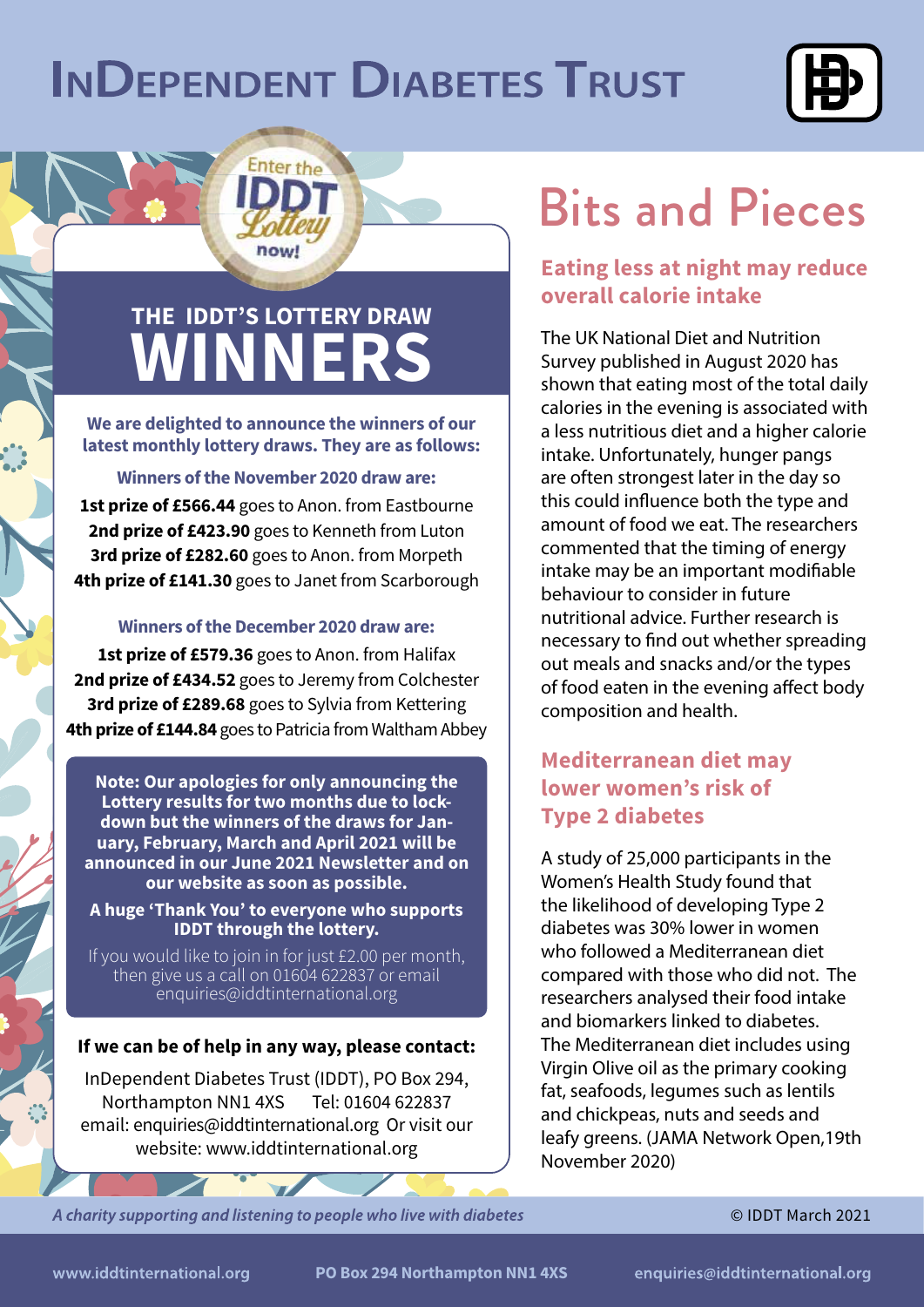# InDependent Diabetes Trust

Enter the IDDT Lottery now!

## THE IDDT'S LOTTERY DRAW WINNERS

**We are delighted to announce the winners of our latest monthly lottery draws. They are as follows:**

**Winners of the November 2020 draw are:**

**1st prize of £566.44** goes to Anon. from Eastbourne
**2nd prize of £423.90** goes to Kenneth from Luton
**3rd prize of £282.60** goes to Anon. from Morpeth
**4th prize of £141.30** goes to Janet from Scarborough

**Winners of the December 2020 draw are:**

**1st prize of £579.36** goes to Anon. from Halifax
**2nd prize of £434.52** goes to Jeremy from Colchester
**3rd prize of £289.68** goes to Sylvia from Kettering
**4th prize of £144.84** goes to Patricia from Waltham Abbey

**Note: Our apologies for only announcing the Lottery results for two months due to lock-down but the winners of the draws for January, February, March and April 2021 will be announced in our June 2021 Newsletter and on our website as soon as possible.**

**A huge 'Thank You' to everyone who supports IDDT through the lottery.**

If you would like to join in for just £2.00 per month, then give us a call on 01604 622837 or email enquiries@iddtinternational.org

**If we can be of help in any way, please contact:**

InDependent Diabetes Trust (IDDT), PO Box 294, Northampton NN1 4XS Tel: 01604 622837
email: enquiries@iddtinternational.org Or visit our website: www.iddtinternational.org

# Bits and Pieces

## Eating less at night may reduce overall calorie intake

The UK National Diet and Nutrition Survey published in August 2020 has shown that eating most of the total daily calories in the evening is associated with a less nutritious diet and a higher calorie intake. Unfortunately, hunger pangs are often strongest later in the day so this could influence both the type and amount of food we eat. The researchers commented that the timing of energy intake may be an important modifiable behaviour to consider in future nutritional advice. Further research is necessary to find out whether spreading out meals and snacks and/or the types of food eaten in the evening affect body composition and health.

## Mediterranean diet may lower women's risk of Type 2 diabetes

A study of 25,000 participants in the Women's Health Study found that the likelihood of developing Type 2 diabetes was 30% lower in women who followed a Mediterranean diet compared with those who did not. The researchers analysed their food intake and biomarkers linked to diabetes. The Mediterranean diet includes using Virgin Olive oil as the primary cooking fat, seafoods, legumes such as lentils and chickpeas, nuts and seeds and leafy greens. (JAMA Network Open,19th November 2020)

*A charity supporting and listening to people who live with diabetes*

© IDDT March 2021